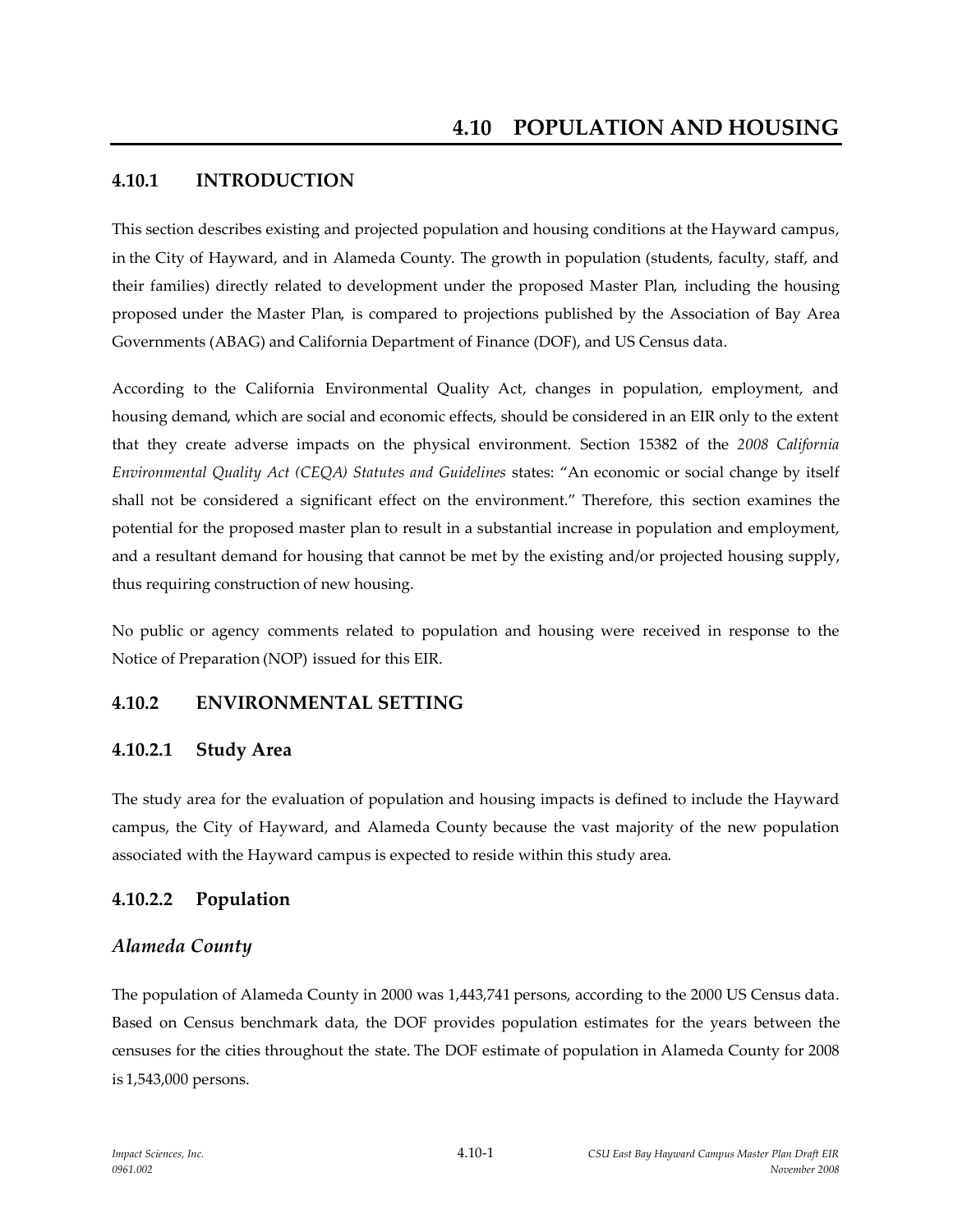# 4.10 POPULATION AND HOUSING

## 4.10.1 INTRODUCTION

This section describes existing and projected population and housing conditions at the Hayward campus, in the City of Hayward, and in Alameda County. The growth in population (students, faculty, staff, and their families) directly related to development under the proposed Master Plan, including the housing proposed under the Master Plan, is compared to projections published by the Association of Bay Area Governments (ABAG) and California Department of Finance (DOF), and US Census data.

According to the California Environmental Quality Act, changes in population, employment, and housing demand, which are social and economic effects, should be considered in an EIR only to the extent that they create adverse impacts on the physical environment. Section 15382 of the *2008 California Environmental Quality Act (CEQA) Statutes and Guidelines* states: "An economic or social change by itself shall not be considered a significant effect on the environment." Therefore, this section examines the potential for the proposed master plan to result in a substantial increase in population and employment, and a resultant demand for housing that cannot be met by the existing and/or projected housing supply, thus requiring construction of new housing.

No public or agency comments related to population and housing were received in response to the Notice of Preparation (NOP) issued for this EIR.

## 4.10.2 ENVIRONMENTAL SETTING

### 4.10.2.1 Study Area

The study area for the evaluation of population and housing impacts is defined to include the Hayward campus, the City of Hayward, and Alameda County because the vast majority of the new population associated with the Hayward campus is expected to reside within this study area.

### 4.10.2.2 Population

#### *Alameda County*

The population of Alameda County in 2000 was 1,443,741 persons, according to the 2000 US Census data. Based on Census benchmark data, the DOF provides population estimates for the years between the censuses for the cities throughout the state. The DOF estimate of population in Alameda County for 2008 is 1,543,000 persons.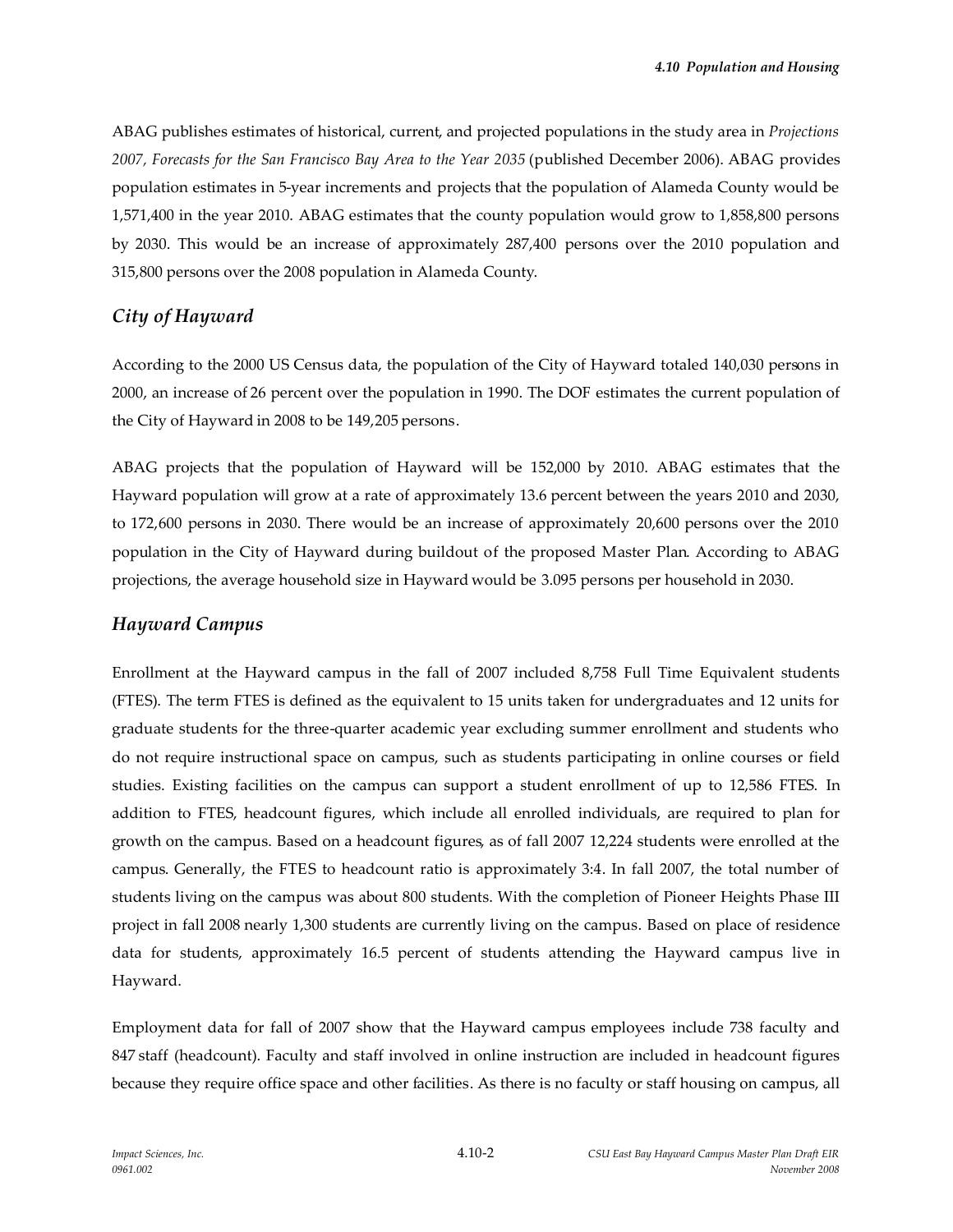ABAG publishes estimates of historical, current, and projected populations in the study area in *Projections 2007, Forecasts for the San Francisco Bay Area to the Year 2035* (published December 2006). ABAG provides population estimates in 5-year increments and projects that the population of Alameda County would be 1,571,400 in the year 2010. ABAG estimates that the county population would grow to 1,858,800 persons by 2030. This would be an increase of approximately 287,400 persons over the 2010 population and 315,800 persons over the 2008 population in Alameda County.

## *City of Hayward*

According to the 2000 US Census data, the population of the City of Hayward totaled 140,030 persons in 2000, an increase of 26 percent over the population in 1990. The DOF estimates the current population of the City of Hayward in 2008 to be 149,205 persons.

ABAG projects that the population of Hayward will be 152,000 by 2010. ABAG estimates that the Hayward population will grow at a rate of approximately 13.6 percent between the years 2010 and 2030, to 172,600 persons in 2030. There would be an increase of approximately 20,600 persons over the 2010 population in the City of Hayward during buildout of the proposed Master Plan. According to ABAG projections, the average household size in Hayward would be 3.095 persons per household in 2030.

## *Hayward Campus*

Enrollment at the Hayward campus in the fall of 2007 included 8,758 Full Time Equivalent students (FTES). The term FTES is defined as the equivalent to 15 units taken for undergraduates and 12 units for graduate students for the three-quarter academic year excluding summer enrollment and students who do not require instructional space on campus, such as students participating in online courses or field studies. Existing facilities on the campus can support a student enrollment of up to 12,586 FTES. In addition to FTES, headcount figures, which include all enrolled individuals, are required to plan for growth on the campus. Based on a headcount figures, as of fall 2007 12,224 students were enrolled at the campus. Generally, the FTES to headcount ratio is approximately 3:4. In fall 2007, the total number of students living on the campus was about 800 students. With the completion of Pioneer Heights Phase III project in fall 2008 nearly 1,300 students are currently living on the campus. Based on place of residence data for students, approximately 16.5 percent of students attending the Hayward campus live in Hayward.

Employment data for fall of 2007 show that the Hayward campus employees include 738 faculty and 847 staff (headcount). Faculty and staff involved in online instruction are included in headcount figures because they require office space and other facilities. As there is no faculty or staff housing on campus, all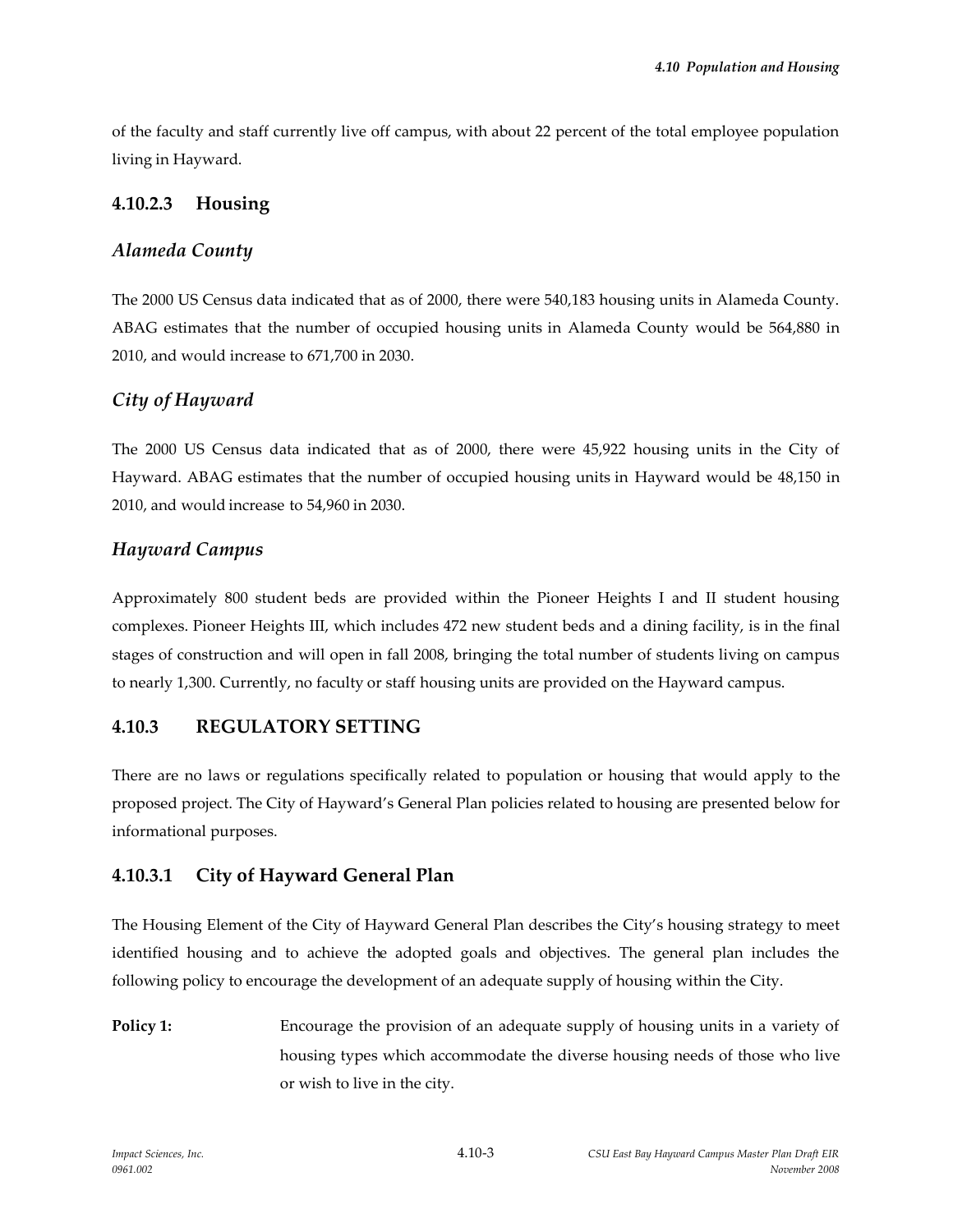of the faculty and staff currently live off campus, with about 22 percent of the total employee population living in Hayward.

### 4.10.2.3 Housing

#### *Alameda County*

The 2000 US Census data indicated that as of 2000, there were 540,183 housing units in Alameda County. ABAG estimates that the number of occupied housing units in Alameda County would be 564,880 in 2010, and would increase to 671,700 in 2030.

#### *City of Hayward*

The 2000 US Census data indicated that as of 2000, there were 45,922 housing units in the City of Hayward. ABAG estimates that the number of occupied housing units in Hayward would be 48,150 in 2010, and would increase to 54,960 in 2030.

#### *Hayward Campus*

Approximately 800 student beds are provided within the Pioneer Heights I and II student housing complexes. Pioneer Heights III, which includes 472 new student beds and a dining facility, is in the final stages of construction and will open in fall 2008, bringing the total number of students living on campus to nearly 1,300. Currently, no faculty or staff housing units are provided on the Hayward campus.

## 4.10.3 REGULATORY SETTING

There are no laws or regulations specifically related to population or housing that would apply to the proposed project. The City of Hayward's General Plan policies related to housing are presented below for informational purposes.

### 4.10.3.1 City of Hayward General Plan

The Housing Element of the City of Hayward General Plan describes the City's housing strategy to meet identified housing and to achieve the adopted goals and objectives. The general plan includes the following policy to encourage the development of an adequate supply of housing within the City.

**Policy 1:** Encourage the provision of an adequate supply of housing units in a variety of housing types which accommodate the diverse housing needs of those who live or wish to live in the city.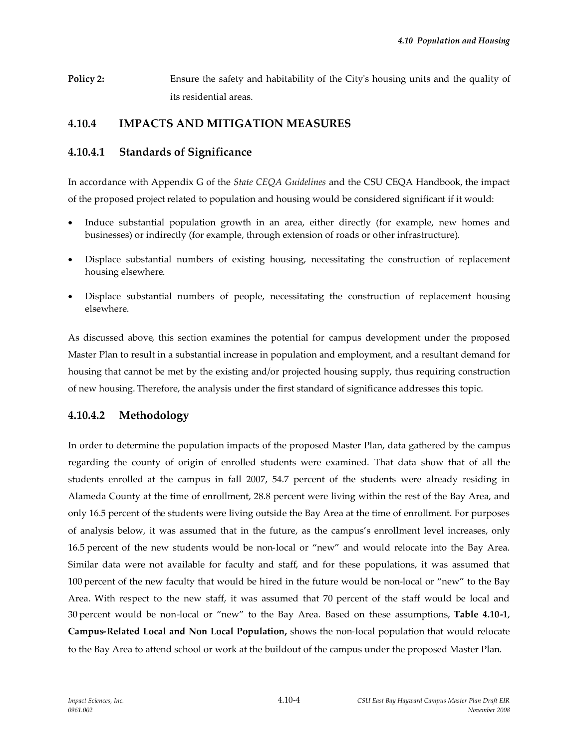**Policy 2:** Ensure the safety and habitability of the City's housing units and the quality of its residential areas.

## 4.10.4 IMPACTS AND MITIGATION MEASURES

### 4.10.4.1 Standards of Significance

In accordance with Appendix G of the *State CEQA Guidelines* and the CSU CEQA Handbook, the impact of the proposed project related to population and housing would be considered significant if it would:

- Induce substantial population growth in an area, either directly (for example, new homes and businesses) or indirectly (for example, through extension of roads or other infrastructure).
- Displace substantial numbers of existing housing, necessitating the construction of replacement housing elsewhere.
- Displace substantial numbers of people, necessitating the construction of replacement housing elsewhere.

As discussed above, this section examines the potential for campus development under the proposed Master Plan to result in a substantial increase in population and employment, and a resultant demand for housing that cannot be met by the existing and/or projected housing supply, thus requiring construction of new housing. Therefore, the analysis under the first standard of significance addresses this topic.

### 4.10.4.2 Methodology

In order to determine the population impacts of the proposed Master Plan, data gathered by the campus regarding the county of origin of enrolled students were examined. That data show that of all the students enrolled at the campus in fall 2007, 54.7 percent of the students were already residing in Alameda County at the time of enrollment, 28.8 percent were living within the rest of the Bay Area, and only 16.5 percent of the students were living outside the Bay Area at the time of enrollment. For purposes of analysis below, it was assumed that in the future, as the campus's enrollment level increases, only 16.5 percent of the new students would be non-local or "new" and would relocate into the Bay Area. Similar data were not available for faculty and staff, and for these populations, it was assumed that 100 percent of the new faculty that would be hired in the future would be non-local or "new" to the Bay Area. With respect to the new staff, it was assumed that 70 percent of the staff would be local and 30 percent would be non-local or "new" to the Bay Area. Based on these assumptions, **Table 4.10-1**, **Campus-Related Local and Non Local Population,** shows the non-local population that would relocate to the Bay Area to attend school or work at the buildout of the campus under the proposed Master Plan.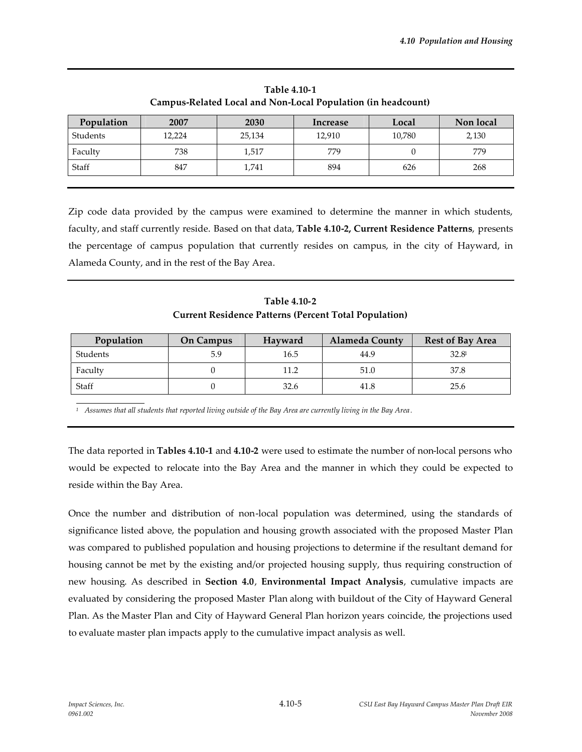**Table 4.10-1**
**Campus-Related Local and Non-Local Population (in headcount)**

| Population | 2007 | 2030 | Increase | Local | Non local |
|---|---|---|---|---|---|
| Students | 12,224 | 25,134 | 12,910 | 10,780 | 2,130 |
| Faculty | 738 | 1,517 | 779 | 0 | 779 |
| Staff | 847 | 1,741 | 894 | 626 | 268 |

Zip code data provided by the campus were examined to determine the manner in which students, faculty, and staff currently reside. Based on that data, **Table 4.10-2, Current Residence Patterns**, presents the percentage of campus population that currently resides on campus, in the city of Hayward, in Alameda County, and in the rest of the Bay Area.

**Table 4.10-2**
**Current Residence Patterns (Percent Total Population)**

| Population | On Campus | Hayward | Alameda County | Rest of Bay Area |
|---|---|---|---|---|
| Students | 5.9 | 16.5 | 44.9 | 32.8[1] |
| Faculty | 0 | 11.2 | 51.0 | 37.8 |
| Staff | 0 | 32.6 | 41.8 | 25.6 |

*[1] Assumes that all students that reported living outside of the Bay Area are currently living in the Bay Area.*

The data reported in **Tables 4.10-1** and **4.10-2** were used to estimate the number of non-local persons who would be expected to relocate into the Bay Area and the manner in which they could be expected to reside within the Bay Area.

Once the number and distribution of non-local population was determined, using the standards of significance listed above, the population and housing growth associated with the proposed Master Plan was compared to published population and housing projections to determine if the resultant demand for housing cannot be met by the existing and/or projected housing supply, thus requiring construction of new housing. As described in **Section 4.0**, **Environmental Impact Analysis**, cumulative impacts are evaluated by considering the proposed Master Plan along with buildout of the City of Hayward General Plan. As the Master Plan and City of Hayward General Plan horizon years coincide, the projections used to evaluate master plan impacts apply to the cumulative impact analysis as well.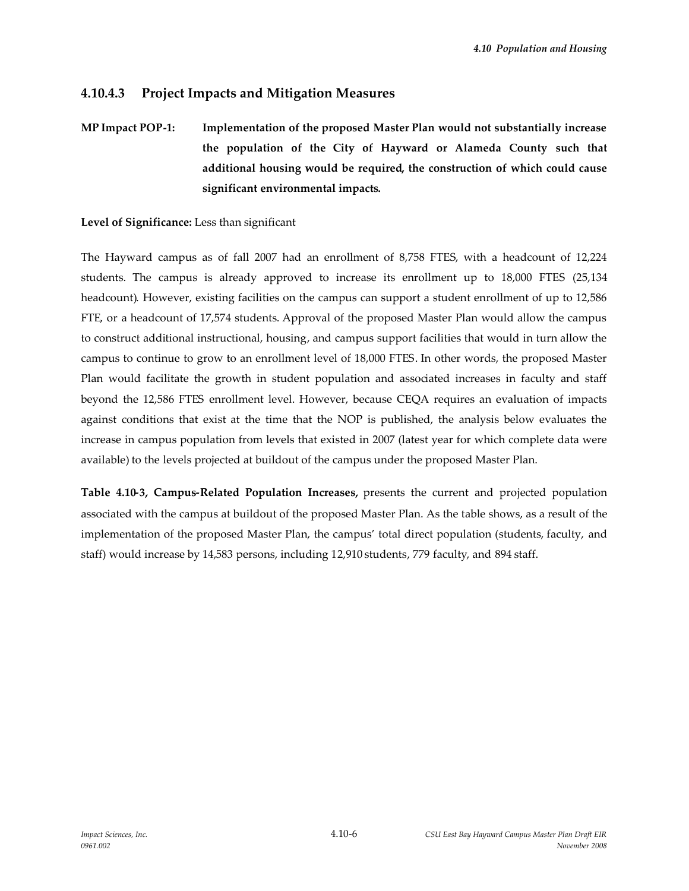### 4.10.4.3 Project Impacts and Mitigation Measures

**MP Impact POP-1: Implementation of the proposed Master Plan would not substantially increase the population of the City of Hayward or Alameda County such that additional housing would be required, the construction of which could cause significant environmental impacts.**

**Level of Significance:** Less than significant

The Hayward campus as of fall 2007 had an enrollment of 8,758 FTES, with a headcount of 12,224 students. The campus is already approved to increase its enrollment up to 18,000 FTES (25,134 headcount). However, existing facilities on the campus can support a student enrollment of up to 12,586 FTE, or a headcount of 17,574 students. Approval of the proposed Master Plan would allow the campus to construct additional instructional, housing, and campus support facilities that would in turn allow the campus to continue to grow to an enrollment level of 18,000 FTES. In other words, the proposed Master Plan would facilitate the growth in student population and associated increases in faculty and staff beyond the 12,586 FTES enrollment level. However, because CEQA requires an evaluation of impacts against conditions that exist at the time that the NOP is published, the analysis below evaluates the increase in campus population from levels that existed in 2007 (latest year for which complete data were available) to the levels projected at buildout of the campus under the proposed Master Plan.

**Table 4.10-3, Campus-Related Population Increases,** presents the current and projected population associated with the campus at buildout of the proposed Master Plan. As the table shows, as a result of the implementation of the proposed Master Plan, the campus' total direct population (students, faculty, and staff) would increase by 14,583 persons, including 12,910 students, 779 faculty, and 894 staff.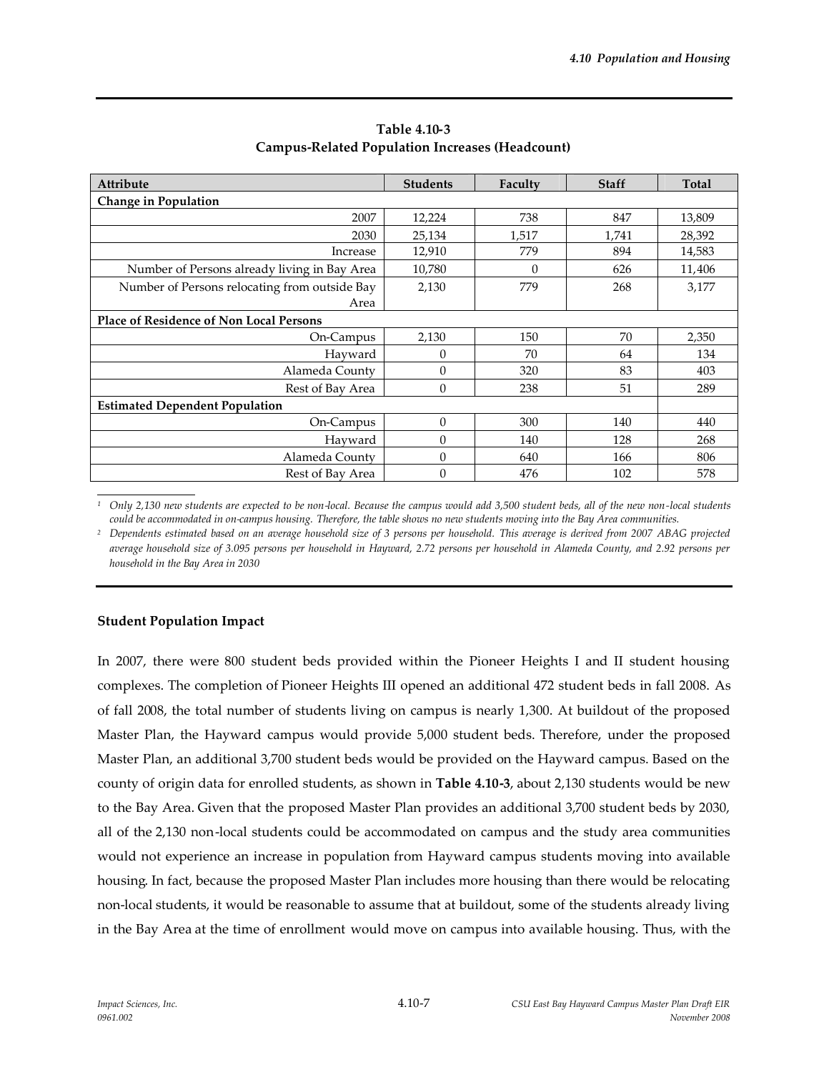**Table 4.10-3**
**Campus-Related Population Increases (Headcount)**

| Attribute | Students | Faculty | Staff | Total |
|---|---|---|---|---|
| **Change in Population** | | | | |
| 2007 | 12,224 | 738 | 847 | 13,809 |
| 2030 | 25,134 | 1,517 | 1,741 | 28,392 |
| Increase | 12,910 | 779 | 894 | 14,583 |
| Number of Persons already living in Bay Area | 10,780 | 0 | 626 | 11,406 |
| Number of Persons relocating from outside Bay Area | 2,130 | 779 | 268 | 3,177 |
| **Place of Residence of Non Local Persons** | | | | |
| On-Campus | 2,130 | 150 | 70 | 2,350 |
| Hayward | 0 | 70 | 64 | 134 |
| Alameda County | 0 | 320 | 83 | 403 |
| Rest of Bay Area | 0 | 238 | 51 | 289 |
| **Estimated Dependent Population** | | | | |
| On-Campus | 0 | 300 | 140 | 440 |
| Hayward | 0 | 140 | 128 | 268 |
| Alameda County | 0 | 640 | 166 | 806 |
| Rest of Bay Area | 0 | 476 | 102 | 578 |

[1] *Only 2,130 new students are expected to be non-local. Because the campus would add 3,500 student beds, all of the new non-local students could be accommodated in on-campus housing. Therefore, the table shows no new students moving into the Bay Area communities.*

[2] *Dependents estimated based on an average household size of 3 persons per household. This average is derived from 2007 ABAG projected average household size of 3.095 persons per household in Hayward, 2.72 persons per household in Alameda County, and 2.92 persons per household in the Bay Area in 2030*

### Student Population Impact

In 2007, there were 800 student beds provided within the Pioneer Heights I and II student housing complexes. The completion of Pioneer Heights III opened an additional 472 student beds in fall 2008. As of fall 2008, the total number of students living on campus is nearly 1,300. At buildout of the proposed Master Plan, the Hayward campus would provide 5,000 student beds. Therefore, under the proposed Master Plan, an additional 3,700 student beds would be provided on the Hayward campus. Based on the county of origin data for enrolled students, as shown in **Table 4.10-3**, about 2,130 students would be new to the Bay Area. Given that the proposed Master Plan provides an additional 3,700 student beds by 2030, all of the 2,130 non-local students could be accommodated on campus and the study area communities would not experience an increase in population from Hayward campus students moving into available housing. In fact, because the proposed Master Plan includes more housing than there would be relocating non-local students, it would be reasonable to assume that at buildout, some of the students already living in the Bay Area at the time of enrollment would move on campus into available housing. Thus, with the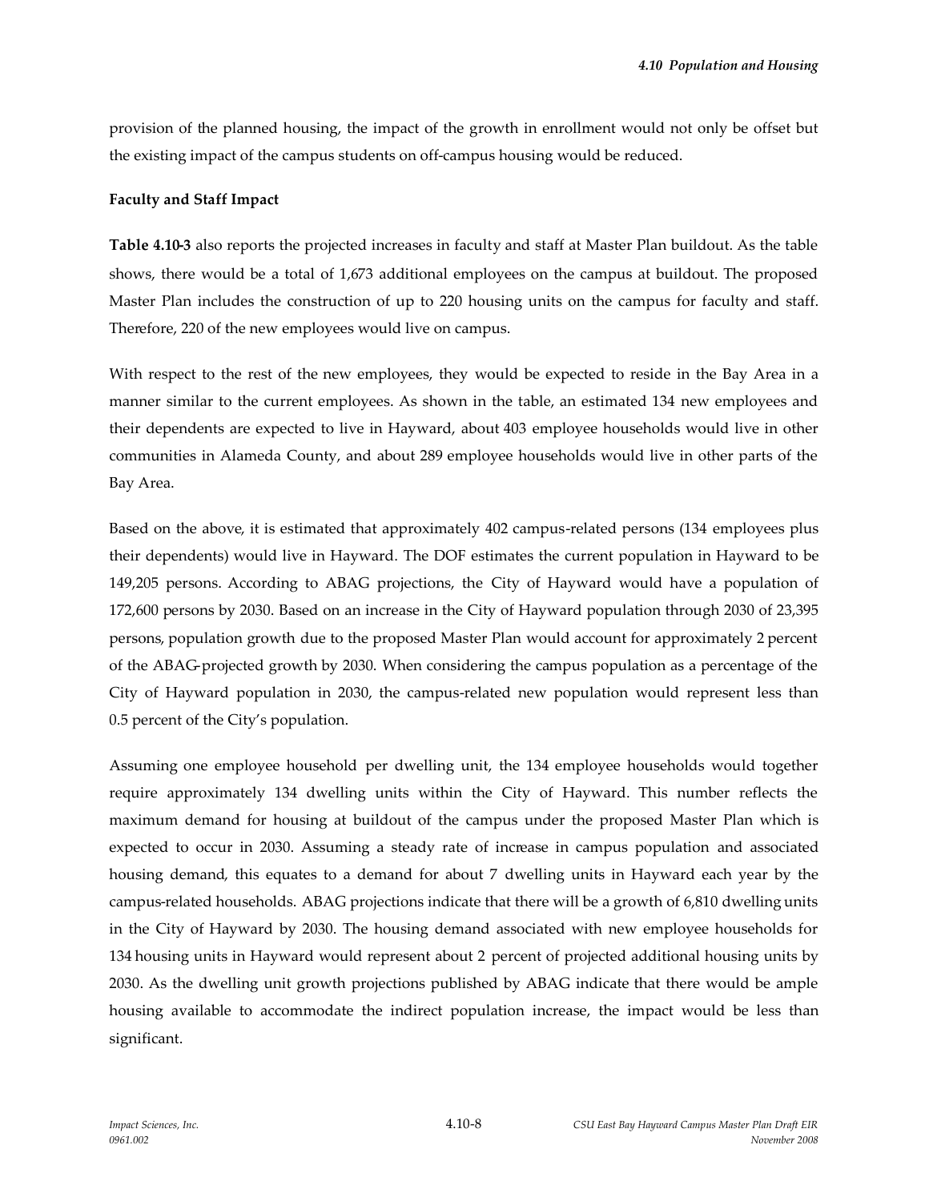provision of the planned housing, the impact of the growth in enrollment would not only be offset but the existing impact of the campus students on off-campus housing would be reduced.

**Faculty and Staff Impact**

**Table 4.10-3** also reports the projected increases in faculty and staff at Master Plan buildout. As the table shows, there would be a total of 1,673 additional employees on the campus at buildout. The proposed Master Plan includes the construction of up to 220 housing units on the campus for faculty and staff. Therefore, 220 of the new employees would live on campus.

With respect to the rest of the new employees, they would be expected to reside in the Bay Area in a manner similar to the current employees. As shown in the table, an estimated 134 new employees and their dependents are expected to live in Hayward, about 403 employee households would live in other communities in Alameda County, and about 289 employee households would live in other parts of the Bay Area.

Based on the above, it is estimated that approximately 402 campus-related persons (134 employees plus their dependents) would live in Hayward. The DOF estimates the current population in Hayward to be 149,205 persons. According to ABAG projections, the City of Hayward would have a population of 172,600 persons by 2030. Based on an increase in the City of Hayward population through 2030 of 23,395 persons, population growth due to the proposed Master Plan would account for approximately 2 percent of the ABAG-projected growth by 2030. When considering the campus population as a percentage of the City of Hayward population in 2030, the campus-related new population would represent less than 0.5 percent of the City's population.

Assuming one employee household per dwelling unit, the 134 employee households would together require approximately 134 dwelling units within the City of Hayward. This number reflects the maximum demand for housing at buildout of the campus under the proposed Master Plan which is expected to occur in 2030. Assuming a steady rate of increase in campus population and associated housing demand, this equates to a demand for about 7 dwelling units in Hayward each year by the campus-related households. ABAG projections indicate that there will be a growth of 6,810 dwelling units in the City of Hayward by 2030. The housing demand associated with new employee households for 134 housing units in Hayward would represent about 2 percent of projected additional housing units by 2030. As the dwelling unit growth projections published by ABAG indicate that there would be ample housing available to accommodate the indirect population increase, the impact would be less than significant.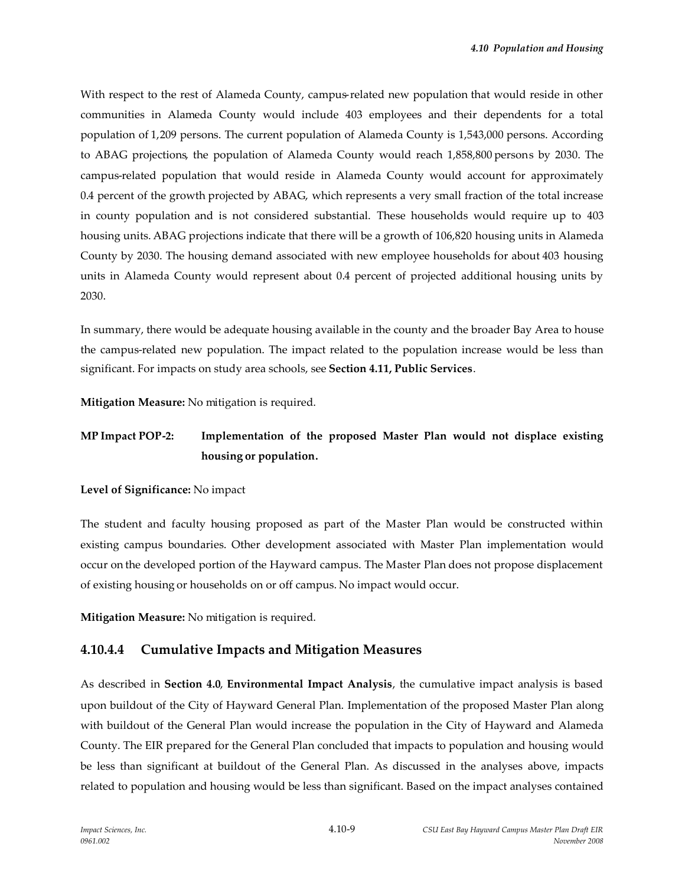With respect to the rest of Alameda County, campus-related new population that would reside in other communities in Alameda County would include 403 employees and their dependents for a total population of 1,209 persons. The current population of Alameda County is 1,543,000 persons. According to ABAG projections, the population of Alameda County would reach 1,858,800 persons by 2030. The campus-related population that would reside in Alameda County would account for approximately 0.4 percent of the growth projected by ABAG, which represents a very small fraction of the total increase in county population and is not considered substantial. These households would require up to 403 housing units. ABAG projections indicate that there will be a growth of 106,820 housing units in Alameda County by 2030. The housing demand associated with new employee households for about 403 housing units in Alameda County would represent about 0.4 percent of projected additional housing units by 2030.

In summary, there would be adequate housing available in the county and the broader Bay Area to house the campus-related new population. The impact related to the population increase would be less than significant. For impacts on study area schools, see **Section 4.11, Public Services**.

**Mitigation Measure:** No mitigation is required.

**MP Impact POP-2: Implementation of the proposed Master Plan would not displace existing housing or population.**

**Level of Significance:** No impact

The student and faculty housing proposed as part of the Master Plan would be constructed within existing campus boundaries. Other development associated with Master Plan implementation would occur on the developed portion of the Hayward campus. The Master Plan does not propose displacement of existing housing or households on or off campus. No impact would occur.

**Mitigation Measure:** No mitigation is required.

### 4.10.4.4 Cumulative Impacts and Mitigation Measures

As described in **Section 4.0**, **Environmental Impact Analysis**, the cumulative impact analysis is based upon buildout of the City of Hayward General Plan. Implementation of the proposed Master Plan along with buildout of the General Plan would increase the population in the City of Hayward and Alameda County. The EIR prepared for the General Plan concluded that impacts to population and housing would be less than significant at buildout of the General Plan. As discussed in the analyses above, impacts related to population and housing would be less than significant. Based on the impact analyses contained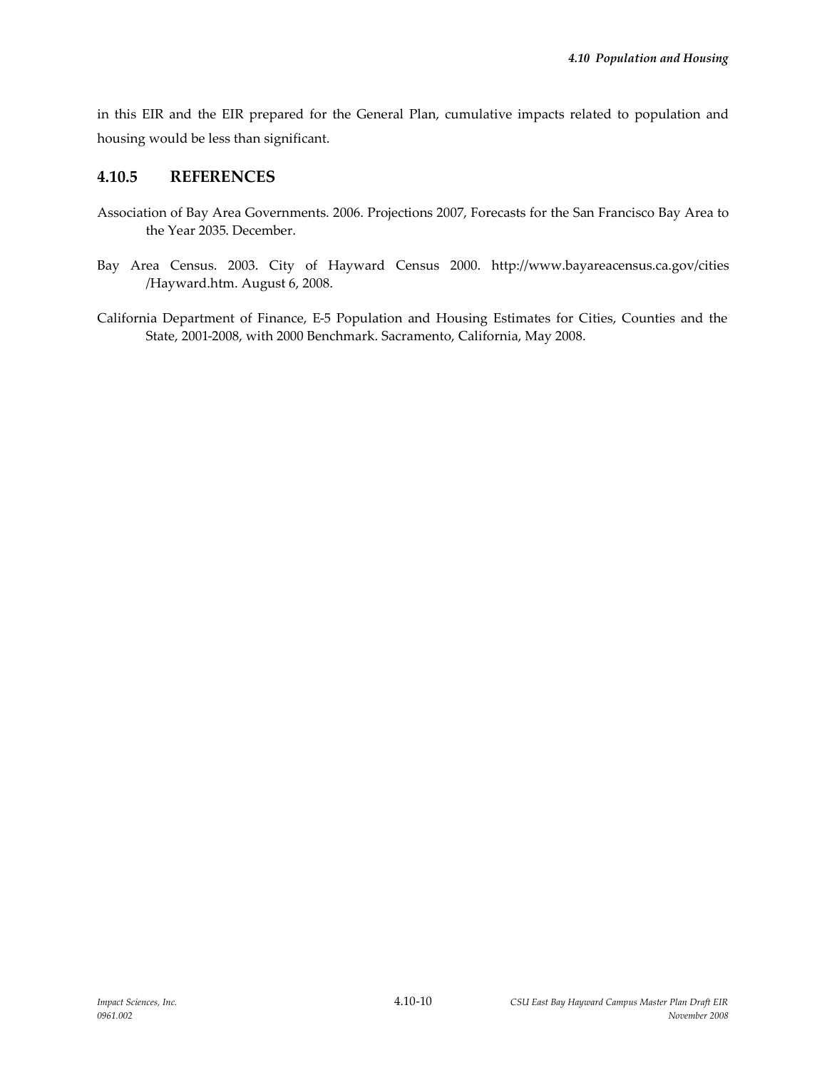in this EIR and the EIR prepared for the General Plan, cumulative impacts related to population and housing would be less than significant.

### 4.10.5 REFERENCES

Association of Bay Area Governments. 2006. Projections 2007, Forecasts for the San Francisco Bay Area to the Year 2035. December.

Bay Area Census. 2003. City of Hayward Census 2000. http://www.bayareacensus.ca.gov/cities/Hayward.htm. August 6, 2008.

California Department of Finance, E-5 Population and Housing Estimates for Cities, Counties and the State, 2001-2008, with 2000 Benchmark. Sacramento, California, May 2008.